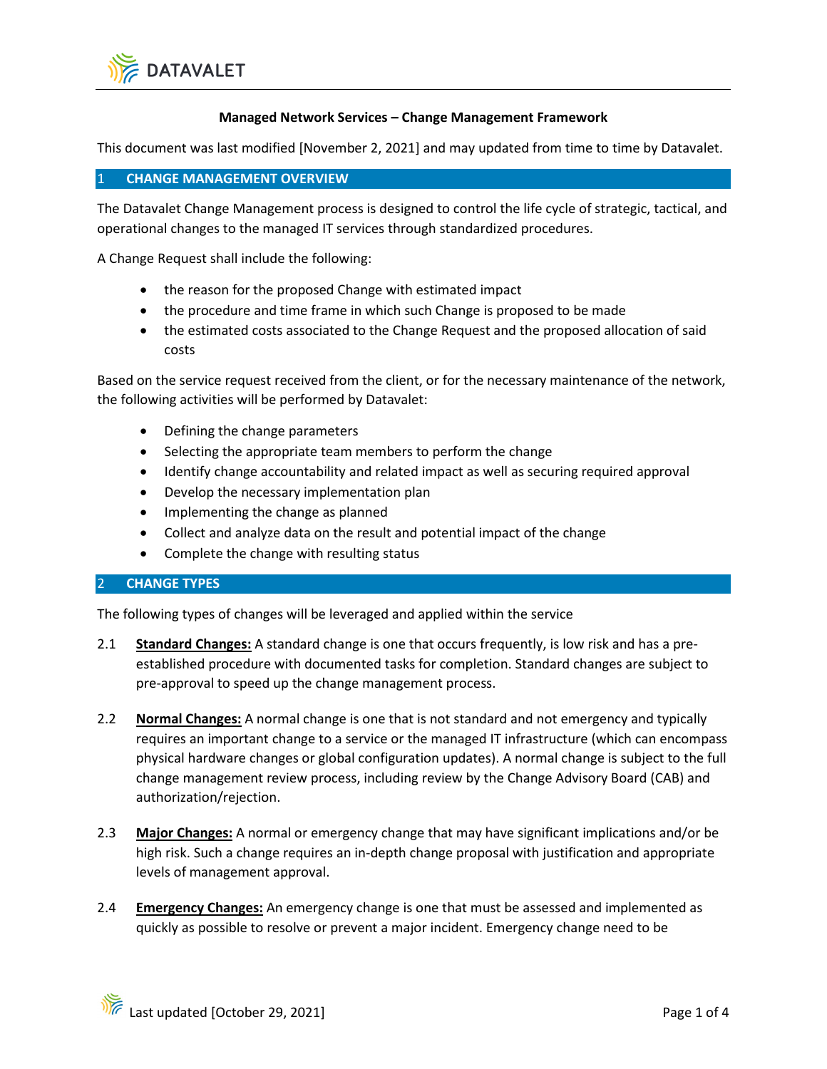**Managed Network Services – Change Management Framework**

This document was last modified [November 2, 2021] and may updated from time to time by Datavalet.

## 1 CHANGE MANAGEMENT OVERVIEW

The Datavalet Change Management process is designed to control the life cycle of strategic, tactical, and operational changes to the managed IT services through standardized procedures.

A Change Request shall include the following:

- the reason for the proposed Change with estimated impact
- the procedure and time frame in which such Change is proposed to be made
- the estimated costs associated to the Change Request and the proposed allocation of said costs

Based on the service request received from the client, or for the necessary maintenance of the network, the following activities will be performed by Datavalet:

- Defining the change parameters
- Selecting the appropriate team members to perform the change
- Identify change accountability and related impact as well as securing required approval
- Develop the necessary implementation plan
- Implementing the change as planned
- Collect and analyze data on the result and potential impact of the change
- Complete the change with resulting status

## 2 CHANGE TYPES

The following types of changes will be leveraged and applied within the service

2.1 **Standard Changes:** A standard change is one that occurs frequently, is low risk and has a pre-established procedure with documented tasks for completion. Standard changes are subject to pre-approval to speed up the change management process.

2.2 **Normal Changes:** A normal change is one that is not standard and not emergency and typically requires an important change to a service or the managed IT infrastructure (which can encompass physical hardware changes or global configuration updates). A normal change is subject to the full change management review process, including review by the Change Advisory Board (CAB) and authorization/rejection.

2.3 **Major Changes:** A normal or emergency change that may have significant implications and/or be high risk. Such a change requires an in-depth change proposal with justification and appropriate levels of management approval.

2.4 **Emergency Changes:** An emergency change is one that must be assessed and implemented as quickly as possible to resolve or prevent a major incident. Emergency change need to be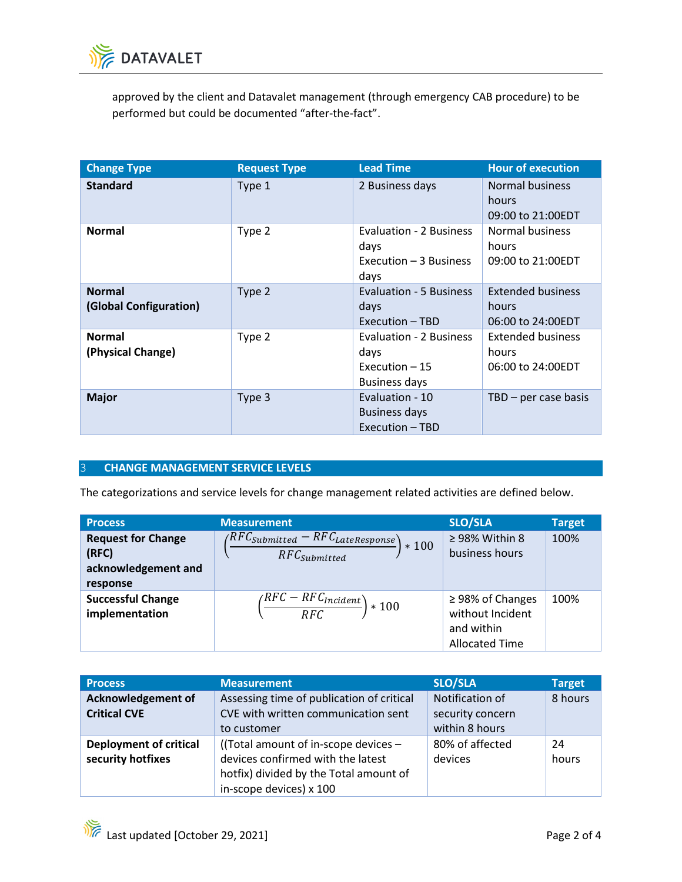approved by the client and Datavalet management (through emergency CAB procedure) to be performed but could be documented "after-the-fact".

| Change Type | Request Type | Lead Time | Hour of execution |
|---|---|---|---|
| **Standard** | Type 1 | 2 Business days | Normal business hours 09:00 to 21:00EDT |
| **Normal** | Type 2 | Evaluation - 2 Business days Execution – 3 Business days | Normal business hours 09:00 to 21:00EDT |
| **Normal (Global Configuration)** | Type 2 | Evaluation - 5 Business days Execution – TBD | Extended business hours 06:00 to 24:00EDT |
| **Normal (Physical Change)** | Type 2 | Evaluation - 2 Business days Execution – 15 Business days | Extended business hours 06:00 to 24:00EDT |
| **Major** | Type 3 | Evaluation - 10 Business days Execution – TBD | TBD – per case basis |

## 3 CHANGE MANAGEMENT SERVICE LEVELS

The categorizations and service levels for change management related activities are defined below.

| Process | Measurement | SLO/SLA | Target |
|---|---|---|---|
| **Request for Change (RFC) acknowledgement and response** | $\left(\frac{RFC_{Submitted} - RFC_{LateResponse}}{RFC_{Submitted}}\right) * 100$ | ≥ 98% Within 8 business hours | 100% |
| **Successful Change implementation** | $\left(\frac{RFC - RFC_{Incident}}{RFC}\right) * 100$ | ≥ 98% of Changes without Incident and within Allocated Time | 100% |

| Process | Measurement | SLO/SLA | Target |
|---|---|---|---|
| **Acknowledgement of Critical CVE** | Assessing time of publication of critical CVE with written communication sent to customer | Notification of security concern within 8 hours | 8 hours |
| **Deployment of critical security hotfixes** | ((Total amount of in-scope devices – devices confirmed with the latest hotfix) divided by the Total amount of in-scope devices) x 100 | 80% of affected devices | 24 hours |

Last updated [October 29, 2021]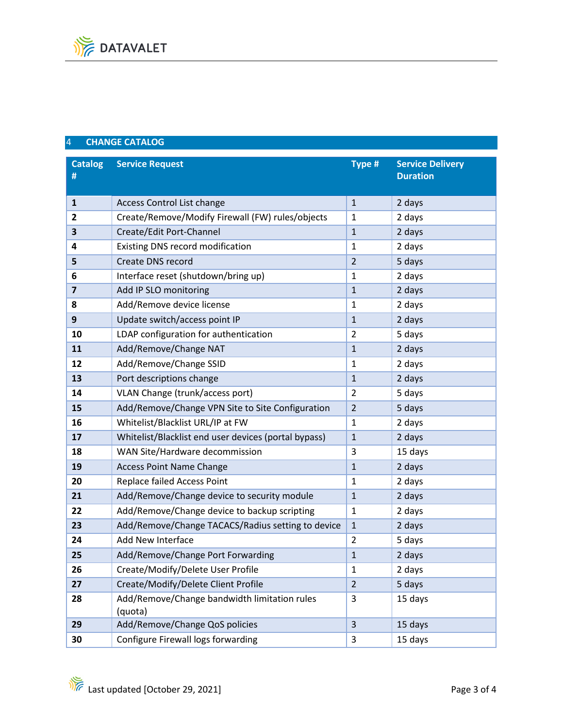## 4 CHANGE CATALOG

| Catalog # | Service Request | Type # | Service Delivery Duration |
|---|---|---|---|
| **1** | Access Control List change | 1 | 2 days |
| **2** | Create/Remove/Modify Firewall (FW) rules/objects | 1 | 2 days |
| **3** | Create/Edit Port-Channel | 1 | 2 days |
| **4** | Existing DNS record modification | 1 | 2 days |
| **5** | Create DNS record | 2 | 5 days |
| **6** | Interface reset (shutdown/bring up) | 1 | 2 days |
| **7** | Add IP SLO monitoring | 1 | 2 days |
| **8** | Add/Remove device license | 1 | 2 days |
| **9** | Update switch/access point IP | 1 | 2 days |
| **10** | LDAP configuration for authentication | 2 | 5 days |
| **11** | Add/Remove/Change NAT | 1 | 2 days |
| **12** | Add/Remove/Change SSID | 1 | 2 days |
| **13** | Port descriptions change | 1 | 2 days |
| **14** | VLAN Change (trunk/access port) | 2 | 5 days |
| **15** | Add/Remove/Change VPN Site to Site Configuration | 2 | 5 days |
| **16** | Whitelist/Blacklist URL/IP at FW | 1 | 2 days |
| **17** | Whitelist/Blacklist end user devices (portal bypass) | 1 | 2 days |
| **18** | WAN Site/Hardware decommission | 3 | 15 days |
| **19** | Access Point Name Change | 1 | 2 days |
| **20** | Replace failed Access Point | 1 | 2 days |
| **21** | Add/Remove/Change device to security module | 1 | 2 days |
| **22** | Add/Remove/Change device to backup scripting | 1 | 2 days |
| **23** | Add/Remove/Change TACACS/Radius setting to device | 1 | 2 days |
| **24** | Add New Interface | 2 | 5 days |
| **25** | Add/Remove/Change Port Forwarding | 1 | 2 days |
| **26** | Create/Modify/Delete User Profile | 1 | 2 days |
| **27** | Create/Modify/Delete Client Profile | 2 | 5 days |
| **28** | Add/Remove/Change bandwidth limitation rules (quota) | 3 | 15 days |
| **29** | Add/Remove/Change QoS policies | 3 | 15 days |
| **30** | Configure Firewall logs forwarding | 3 | 15 days |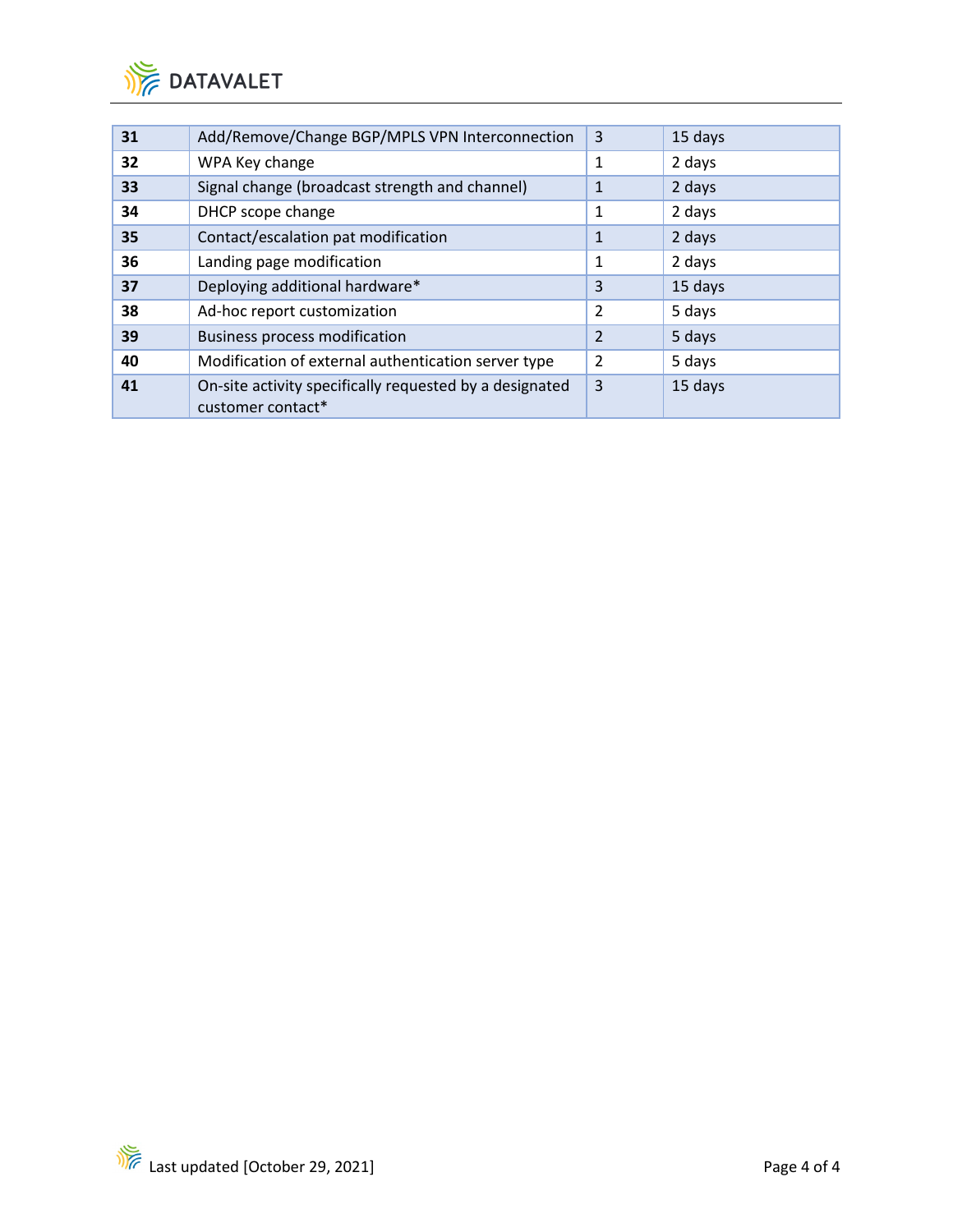| | | | |
|---|---|---|---|
| **31** | Add/Remove/Change BGP/MPLS VPN Interconnection | 3 | 15 days |
| **32** | WPA Key change | 1 | 2 days |
| **33** | Signal change (broadcast strength and channel) | 1 | 2 days |
| **34** | DHCP scope change | 1 | 2 days |
| **35** | Contact/escalation pat modification | 1 | 2 days |
| **36** | Landing page modification | 1 | 2 days |
| **37** | Deploying additional hardware* | 3 | 15 days |
| **38** | Ad-hoc report customization | 2 | 5 days |
| **39** | Business process modification | 2 | 5 days |
| **40** | Modification of external authentication server type | 2 | 5 days |
| **41** | On-site activity specifically requested by a designated customer contact* | 3 | 15 days |